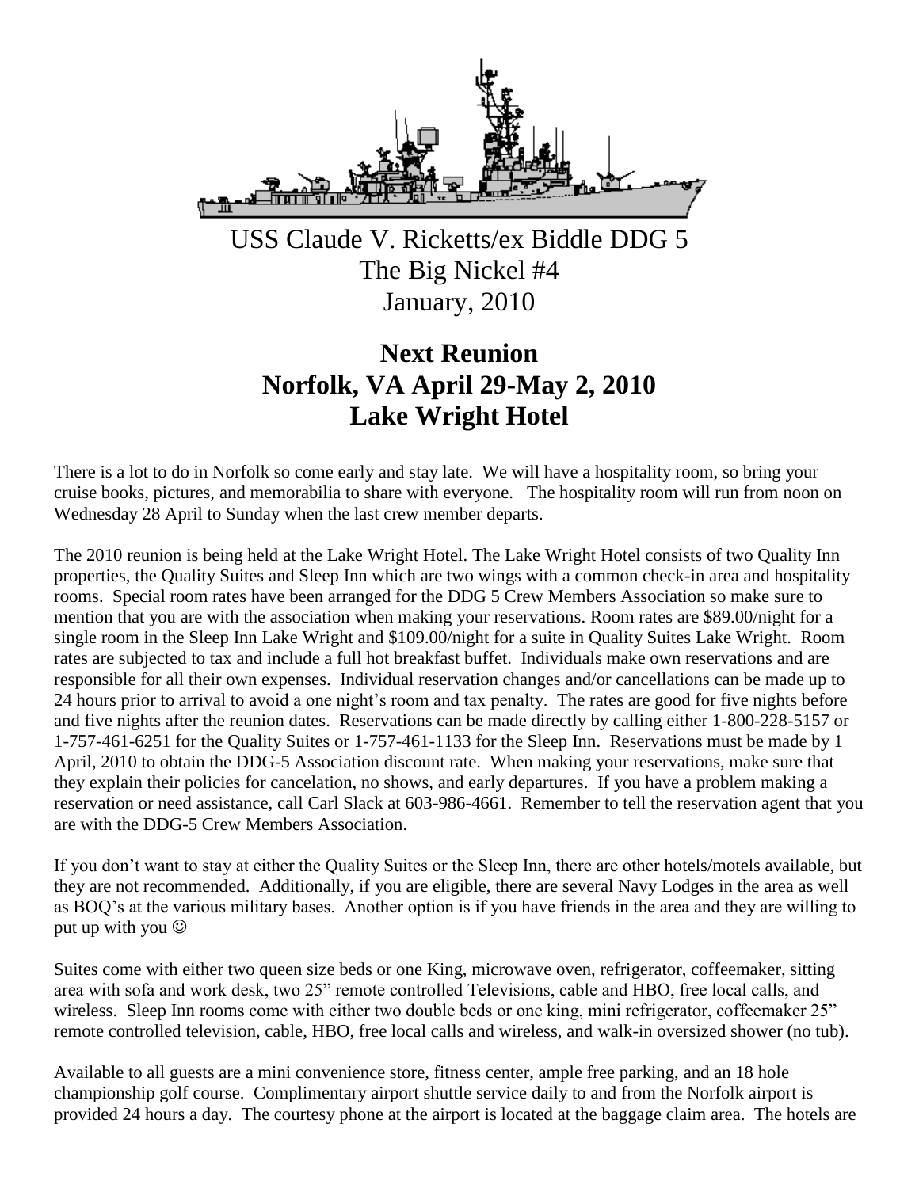USS Claude V. Ricketts/ex Biddle DDG 5
The Big Nickel #4
January, 2010

# Next Reunion
# Norfolk, VA April 29-May 2, 2010
# Lake Wright Hotel

There is a lot to do in Norfolk so come early and stay late. We will have a hospitality room, so bring your cruise books, pictures, and memorabilia to share with everyone. The hospitality room will run from noon on Wednesday 28 April to Sunday when the last crew member departs.

The 2010 reunion is being held at the Lake Wright Hotel. The Lake Wright Hotel consists of two Quality Inn properties, the Quality Suites and Sleep Inn which are two wings with a common check-in area and hospitality rooms. Special room rates have been arranged for the DDG 5 Crew Members Association so make sure to mention that you are with the association when making your reservations. Room rates are $89.00/night for a single room in the Sleep Inn Lake Wright and $109.00/night for a suite in Quality Suites Lake Wright. Room rates are subjected to tax and include a full hot breakfast buffet. Individuals make own reservations and are responsible for all their own expenses. Individual reservation changes and/or cancellations can be made up to 24 hours prior to arrival to avoid a one night's room and tax penalty. The rates are good for five nights before and five nights after the reunion dates. Reservations can be made directly by calling either 1-800-228-5157 or 1-757-461-6251 for the Quality Suites or 1-757-461-1133 for the Sleep Inn. Reservations must be made by 1 April, 2010 to obtain the DDG-5 Association discount rate. When making your reservations, make sure that they explain their policies for cancelation, no shows, and early departures. If you have a problem making a reservation or need assistance, call Carl Slack at 603-986-4661. Remember to tell the reservation agent that you are with the DDG-5 Crew Members Association.

If you don't want to stay at either the Quality Suites or the Sleep Inn, there are other hotels/motels available, but they are not recommended. Additionally, if you are eligible, there are several Navy Lodges in the area as well as BOQ's at the various military bases. Another option is if you have friends in the area and they are willing to put up with you ☺

Suites come with either two queen size beds or one King, microwave oven, refrigerator, coffeemaker, sitting area with sofa and work desk, two 25" remote controlled Televisions, cable and HBO, free local calls, and wireless. Sleep Inn rooms come with either two double beds or one king, mini refrigerator, coffeemaker 25" remote controlled television, cable, HBO, free local calls and wireless, and walk-in oversized shower (no tub).

Available to all guests are a mini convenience store, fitness center, ample free parking, and an 18 hole championship golf course. Complimentary airport shuttle service daily to and from the Norfolk airport is provided 24 hours a day. The courtesy phone at the airport is located at the baggage claim area. The hotels are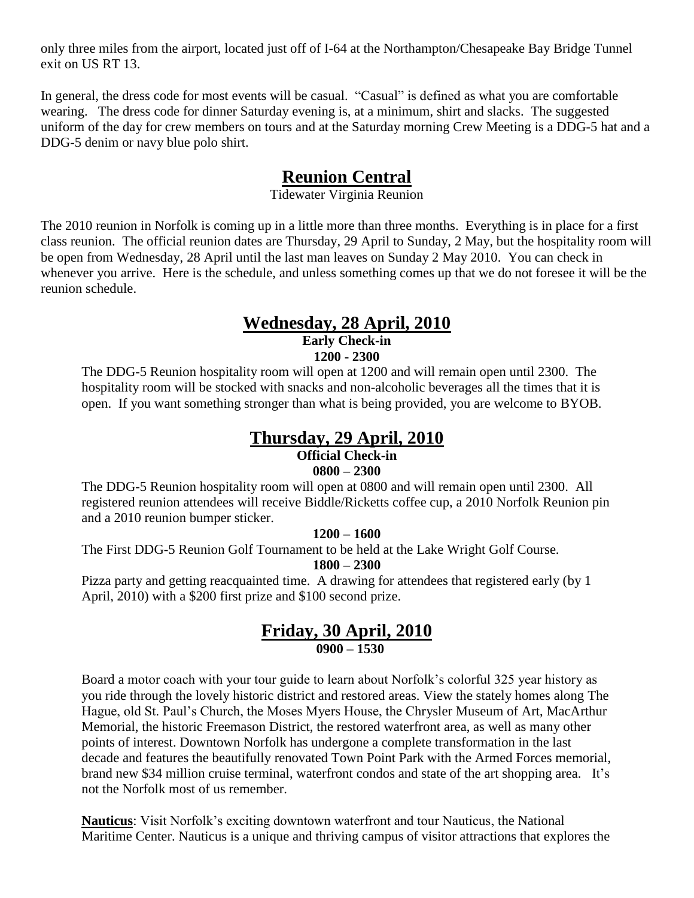only three miles from the airport, located just off of I-64 at the Northampton/Chesapeake Bay Bridge Tunnel exit on US RT 13.

In general, the dress code for most events will be casual. "Casual" is defined as what you are comfortable wearing. The dress code for dinner Saturday evening is, at a minimum, shirt and slacks. The suggested uniform of the day for crew members on tours and at the Saturday morning Crew Meeting is a DDG-5 hat and a DDG-5 denim or navy blue polo shirt.

## Reunion Central

Tidewater Virginia Reunion

The 2010 reunion in Norfolk is coming up in a little more than three months. Everything is in place for a first class reunion. The official reunion dates are Thursday, 29 April to Sunday, 2 May, but the hospitality room will be open from Wednesday, 28 April until the last man leaves on Sunday 2 May 2010. You can check in whenever you arrive. Here is the schedule, and unless something comes up that we do not foresee it will be the reunion schedule.

## Wednesday, 28 April, 2010

**Early Check-in**

**1200 - 2300**

The DDG-5 Reunion hospitality room will open at 1200 and will remain open until 2300. The hospitality room will be stocked with snacks and non-alcoholic beverages all the times that it is open. If you want something stronger than what is being provided, you are welcome to BYOB.

## Thursday, 29 April, 2010

**Official Check-in**

**0800 – 2300**

The DDG-5 Reunion hospitality room will open at 0800 and will remain open until 2300. All registered reunion attendees will receive Biddle/Ricketts coffee cup, a 2010 Norfolk Reunion pin and a 2010 reunion bumper sticker.

**1200 – 1600**

The First DDG-5 Reunion Golf Tournament to be held at the Lake Wright Golf Course.

**1800 – 2300**

Pizza party and getting reacquainted time. A drawing for attendees that registered early (by 1 April, 2010) with a $200 first prize and $100 second prize.

## Friday, 30 April, 2010

**0900 – 1530**

Board a motor coach with your tour guide to learn about Norfolk's colorful 325 year history as you ride through the lovely historic district and restored areas. View the stately homes along The Hague, old St. Paul's Church, the Moses Myers House, the Chrysler Museum of Art, MacArthur Memorial, the historic Freemason District, the restored waterfront area, as well as many other points of interest. Downtown Norfolk has undergone a complete transformation in the last decade and features the beautifully renovated Town Point Park with the Armed Forces memorial, brand new $34 million cruise terminal, waterfront condos and state of the art shopping area. It's not the Norfolk most of us remember.

**Nauticus**: Visit Norfolk's exciting downtown waterfront and tour Nauticus, the National Maritime Center. Nauticus is a unique and thriving campus of visitor attractions that explores the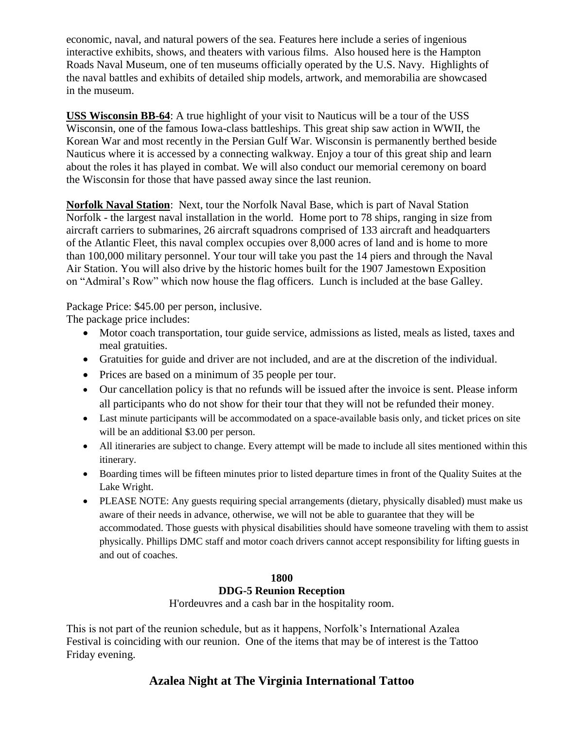economic, naval, and natural powers of the sea. Features here include a series of ingenious interactive exhibits, shows, and theaters with various films. Also housed here is the Hampton Roads Naval Museum, one of ten museums officially operated by the U.S. Navy. Highlights of the naval battles and exhibits of detailed ship models, artwork, and memorabilia are showcased in the museum.

**USS Wisconsin BB-64**: A true highlight of your visit to Nauticus will be a tour of the USS Wisconsin, one of the famous Iowa-class battleships. This great ship saw action in WWII, the Korean War and most recently in the Persian Gulf War. Wisconsin is permanently berthed beside Nauticus where it is accessed by a connecting walkway. Enjoy a tour of this great ship and learn about the roles it has played in combat. We will also conduct our memorial ceremony on board the Wisconsin for those that have passed away since the last reunion.

**Norfolk Naval Station**: Next, tour the Norfolk Naval Base, which is part of Naval Station Norfolk - the largest naval installation in the world. Home port to 78 ships, ranging in size from aircraft carriers to submarines, 26 aircraft squadrons comprised of 133 aircraft and headquarters of the Atlantic Fleet, this naval complex occupies over 8,000 acres of land and is home to more than 100,000 military personnel. Your tour will take you past the 14 piers and through the Naval Air Station. You will also drive by the historic homes built for the 1907 Jamestown Exposition on "Admiral's Row" which now house the flag officers. Lunch is included at the base Galley.

Package Price: $45.00 per person, inclusive.
The package price includes:

- Motor coach transportation, tour guide service, admissions as listed, meals as listed, taxes and meal gratuities.
- Gratuities for guide and driver are not included, and are at the discretion of the individual.
- Prices are based on a minimum of 35 people per tour.
- Our cancellation policy is that no refunds will be issued after the invoice is sent. Please inform all participants who do not show for their tour that they will not be refunded their money.
- Last minute participants will be accommodated on a space-available basis only, and ticket prices on site will be an additional $3.00 per person.
- All itineraries are subject to change. Every attempt will be made to include all sites mentioned within this itinerary.
- Boarding times will be fifteen minutes prior to listed departure times in front of the Quality Suites at the Lake Wright.
- PLEASE NOTE: Any guests requiring special arrangements (dietary, physically disabled) must make us aware of their needs in advance, otherwise, we will not be able to guarantee that they will be accommodated. Those guests with physical disabilities should have someone traveling with them to assist physically. Phillips DMC staff and motor coach drivers cannot accept responsibility for lifting guests in and out of coaches.

**1800**
**DDG-5 Reunion Reception**
H'ordeuvres and a cash bar in the hospitality room.

This is not part of the reunion schedule, but as it happens, Norfolk's International Azalea Festival is coinciding with our reunion. One of the items that may be of interest is the Tattoo Friday evening.

## Azalea Night at The Virginia International Tattoo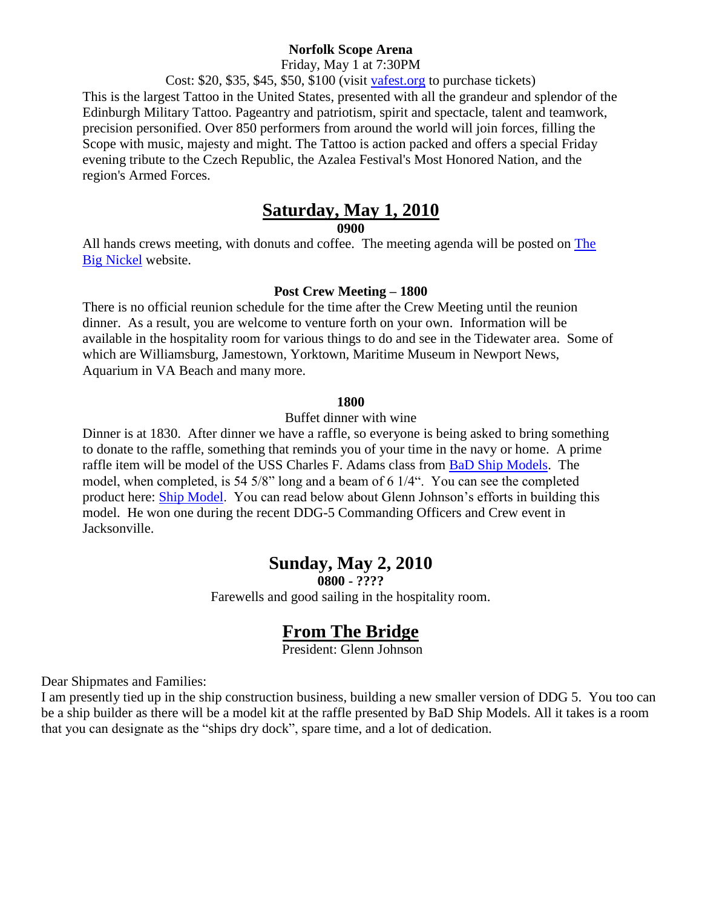**Norfolk Scope Arena**

Friday, May 1 at 7:30PM

Cost: $20, $35, $45, $50, $100 (visit vafest.org to purchase tickets)

This is the largest Tattoo in the United States, presented with all the grandeur and splendor of the Edinburgh Military Tattoo. Pageantry and patriotism, spirit and spectacle, talent and teamwork, precision personified. Over 850 performers from around the world will join forces, filling the Scope with music, majesty and might. The Tattoo is action packed and offers a special Friday evening tribute to the Czech Republic, the Azalea Festival's Most Honored Nation, and the region's Armed Forces.

## Saturday, May 1, 2010

**0900**

All hands crews meeting, with donuts and coffee. The meeting agenda will be posted on The Big Nickel website.

**Post Crew Meeting – 1800**

There is no official reunion schedule for the time after the Crew Meeting until the reunion dinner. As a result, you are welcome to venture forth on your own. Information will be available in the hospitality room for various things to do and see in the Tidewater area. Some of which are Williamsburg, Jamestown, Yorktown, Maritime Museum in Newport News, Aquarium in VA Beach and many more.

**1800**

Buffet dinner with wine

Dinner is at 1830. After dinner we have a raffle, so everyone is being asked to bring something to donate to the raffle, something that reminds you of your time in the navy or home. A prime raffle item will be model of the USS Charles F. Adams class from BaD Ship Models. The model, when completed, is 54 5/8" long and a beam of 6 1/4". You can see the completed product here: Ship Model. You can read below about Glenn Johnson's efforts in building this model. He won one during the recent DDG-5 Commanding Officers and Crew event in Jacksonville.

## Sunday, May 2, 2010

**0800 - ????**

Farewells and good sailing in the hospitality room.

## From The Bridge

President: Glenn Johnson

Dear Shipmates and Families:

I am presently tied up in the ship construction business, building a new smaller version of DDG 5. You too can be a ship builder as there will be a model kit at the raffle presented by BaD Ship Models. All it takes is a room that you can designate as the "ships dry dock", spare time, and a lot of dedication.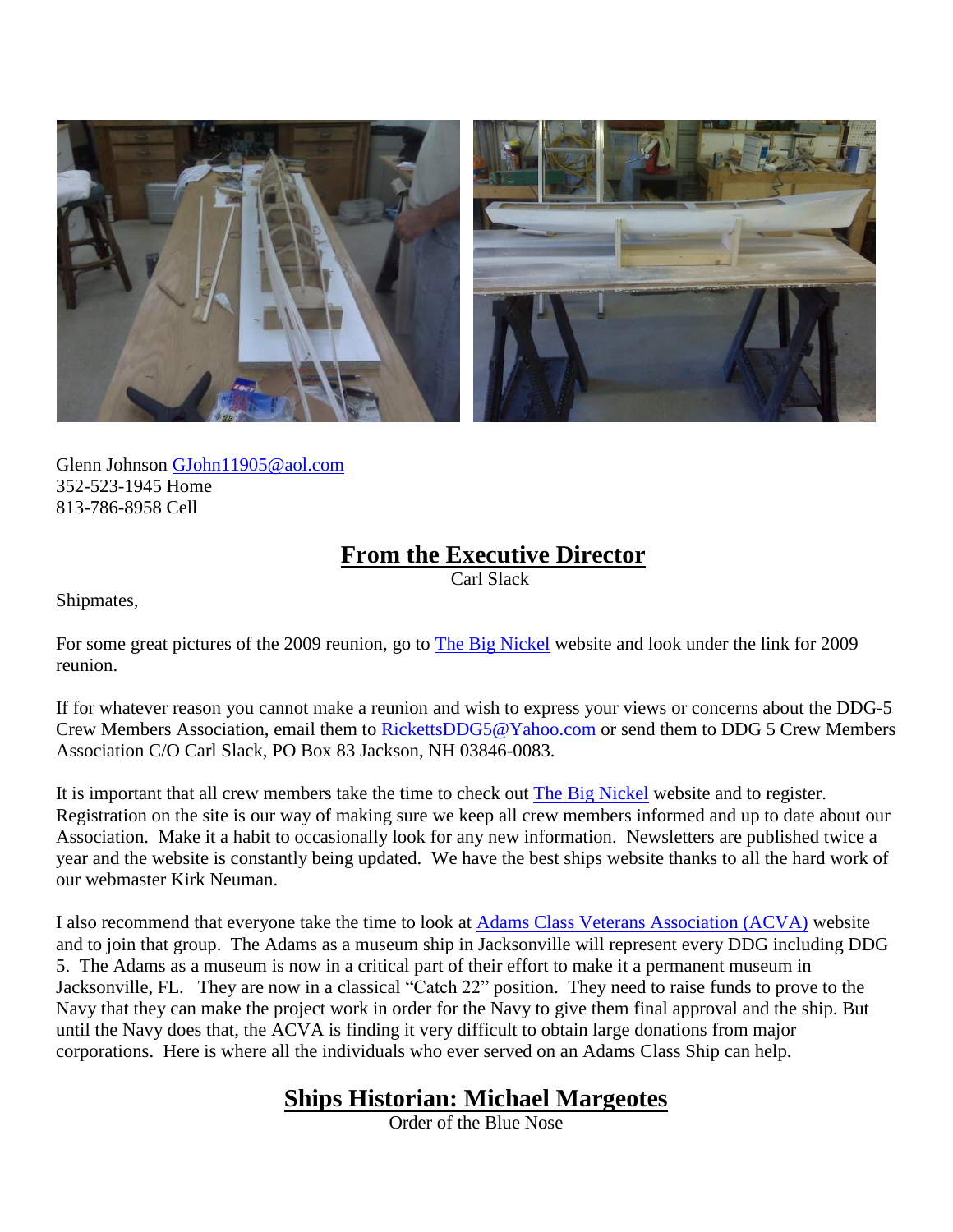Glenn Johnson GJohn11905@aol.com
352-523-1945 Home
813-786-8958 Cell

## From the Executive Director

Carl Slack

Shipmates,

For some great pictures of the 2009 reunion, go to The Big Nickel website and look under the link for 2009 reunion.

If for whatever reason you cannot make a reunion and wish to express your views or concerns about the DDG-5 Crew Members Association, email them to RickettsDDG5@Yahoo.com or send them to DDG 5 Crew Members Association C/O Carl Slack, PO Box 83 Jackson, NH 03846-0083.

It is important that all crew members take the time to check out The Big Nickel website and to register. Registration on the site is our way of making sure we keep all crew members informed and up to date about our Association. Make it a habit to occasionally look for any new information. Newsletters are published twice a year and the website is constantly being updated. We have the best ships website thanks to all the hard work of our webmaster Kirk Neuman.

I also recommend that everyone take the time to look at Adams Class Veterans Association (ACVA) website and to join that group. The Adams as a museum ship in Jacksonville will represent every DDG including DDG 5. The Adams as a museum is now in a critical part of their effort to make it a permanent museum in Jacksonville, FL. They are now in a classical "Catch 22" position. They need to raise funds to prove to the Navy that they can make the project work in order for the Navy to give them final approval and the ship. But until the Navy does that, the ACVA is finding it very difficult to obtain large donations from major corporations. Here is where all the individuals who ever served on an Adams Class Ship can help.

## Ships Historian: Michael Margeotes

Order of the Blue Nose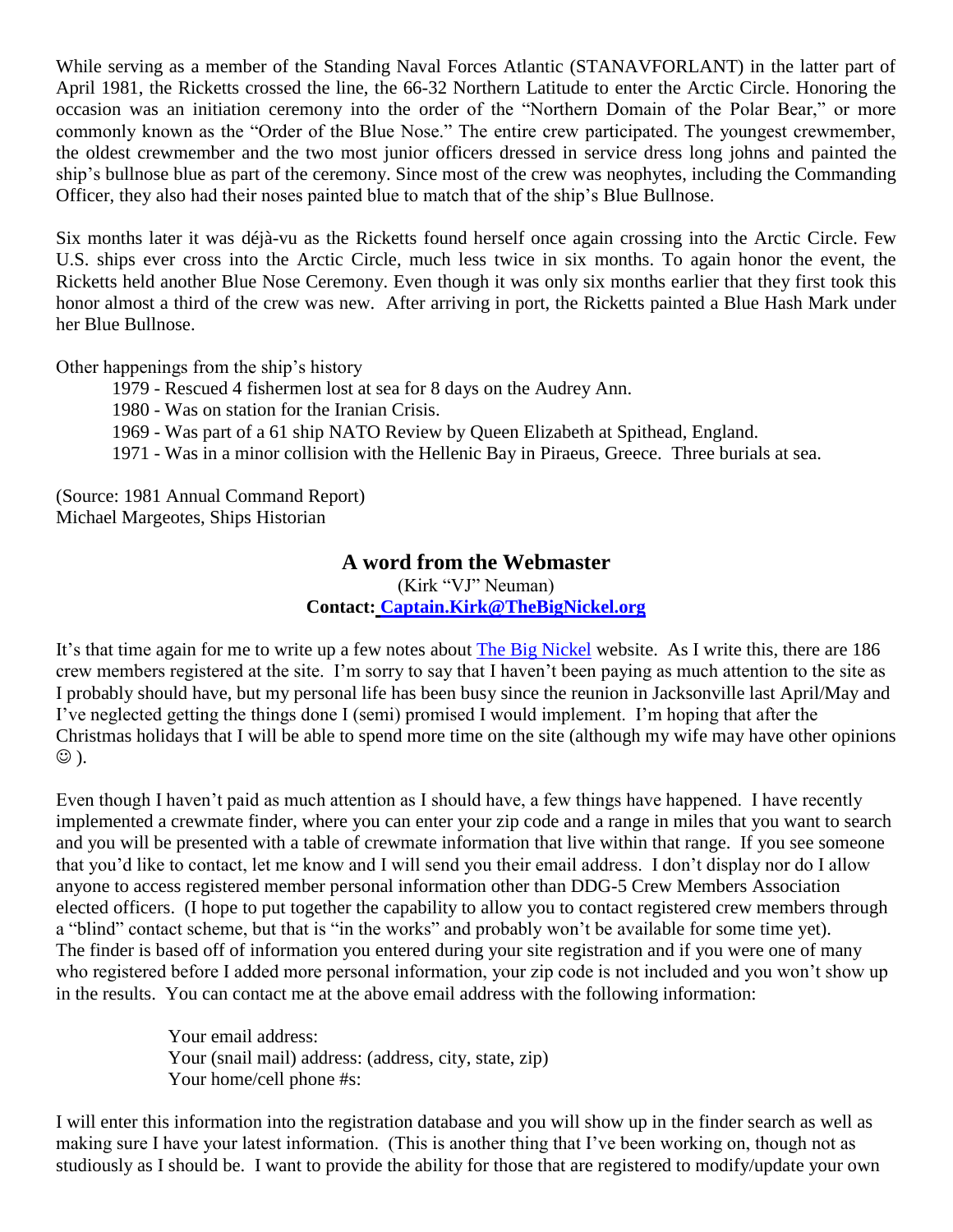While serving as a member of the Standing Naval Forces Atlantic (STANAVFORLANT) in the latter part of April 1981, the Ricketts crossed the line, the 66-32 Northern Latitude to enter the Arctic Circle. Honoring the occasion was an initiation ceremony into the order of the "Northern Domain of the Polar Bear," or more commonly known as the "Order of the Blue Nose." The entire crew participated. The youngest crewmember, the oldest crewmember and the two most junior officers dressed in service dress long johns and painted the ship's bullnose blue as part of the ceremony. Since most of the crew was neophytes, including the Commanding Officer, they also had their noses painted blue to match that of the ship's Blue Bullnose.

Six months later it was déjà-vu as the Ricketts found herself once again crossing into the Arctic Circle. Few U.S. ships ever cross into the Arctic Circle, much less twice in six months. To again honor the event, the Ricketts held another Blue Nose Ceremony. Even though it was only six months earlier that they first took this honor almost a third of the crew was new. After arriving in port, the Ricketts painted a Blue Hash Mark under her Blue Bullnose.

Other happenings from the ship's history

- 1979 - Rescued 4 fishermen lost at sea for 8 days on the Audrey Ann.
- 1980 - Was on station for the Iranian Crisis.
- 1969 - Was part of a 61 ship NATO Review by Queen Elizabeth at Spithead, England.
- 1971 - Was in a minor collision with the Hellenic Bay in Piraeus, Greece. Three burials at sea.

(Source: 1981 Annual Command Report)
Michael Margeotes, Ships Historian

## A word from the Webmaster

(Kirk "VJ" Neuman)
**Contact: Captain.Kirk@TheBigNickel.org**

It's that time again for me to write up a few notes about The Big Nickel website. As I write this, there are 186 crew members registered at the site. I'm sorry to say that I haven't been paying as much attention to the site as I probably should have, but my personal life has been busy since the reunion in Jacksonville last April/May and I've neglected getting the things done I (semi) promised I would implement. I'm hoping that after the Christmas holidays that I will be able to spend more time on the site (although my wife may have other opinions ☺ ).

Even though I haven't paid as much attention as I should have, a few things have happened. I have recently implemented a crewmate finder, where you can enter your zip code and a range in miles that you want to search and you will be presented with a table of crewmate information that live within that range. If you see someone that you'd like to contact, let me know and I will send you their email address. I don't display nor do I allow anyone to access registered member personal information other than DDG-5 Crew Members Association elected officers. (I hope to put together the capability to allow you to contact registered crew members through a "blind" contact scheme, but that is "in the works" and probably won't be available for some time yet). The finder is based off of information you entered during your site registration and if you were one of many who registered before I added more personal information, your zip code is not included and you won't show up in the results. You can contact me at the above email address with the following information:

Your email address:
Your (snail mail) address: (address, city, state, zip)
Your home/cell phone #s:

I will enter this information into the registration database and you will show up in the finder search as well as making sure I have your latest information. (This is another thing that I've been working on, though not as studiously as I should be. I want to provide the ability for those that are registered to modify/update your own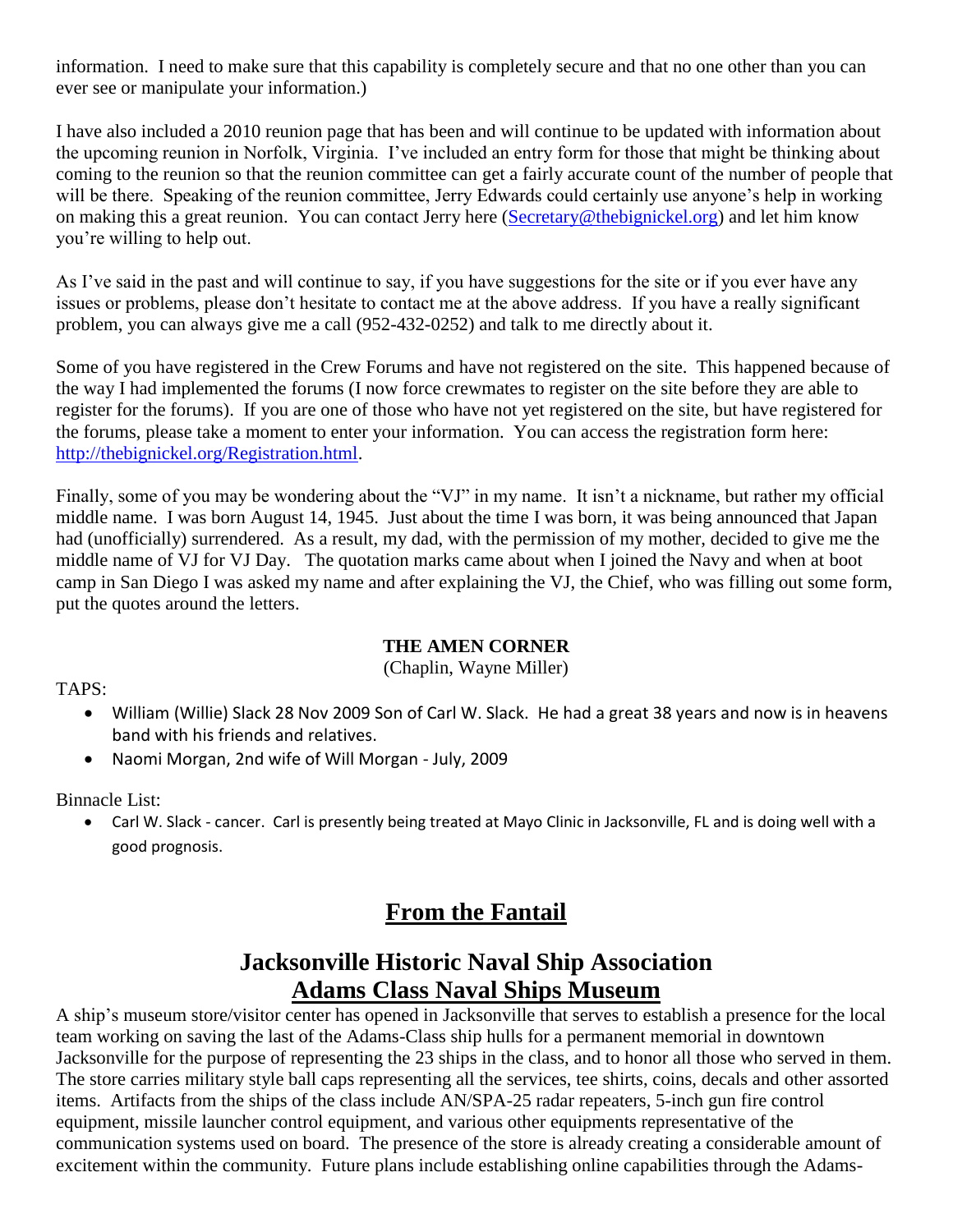information. I need to make sure that this capability is completely secure and that no one other than you can ever see or manipulate your information.)

I have also included a 2010 reunion page that has been and will continue to be updated with information about the upcoming reunion in Norfolk, Virginia. I've included an entry form for those that might be thinking about coming to the reunion so that the reunion committee can get a fairly accurate count of the number of people that will be there. Speaking of the reunion committee, Jerry Edwards could certainly use anyone's help in working on making this a great reunion. You can contact Jerry here (Secretary@thebignickel.org) and let him know you're willing to help out.

As I've said in the past and will continue to say, if you have suggestions for the site or if you ever have any issues or problems, please don't hesitate to contact me at the above address. If you have a really significant problem, you can always give me a call (952-432-0252) and talk to me directly about it.

Some of you have registered in the Crew Forums and have not registered on the site. This happened because of the way I had implemented the forums (I now force crewmates to register on the site before they are able to register for the forums). If you are one of those who have not yet registered on the site, but have registered for the forums, please take a moment to enter your information. You can access the registration form here: http://thebignickel.org/Registration.html.

Finally, some of you may be wondering about the "VJ" in my name. It isn't a nickname, but rather my official middle name. I was born August 14, 1945. Just about the time I was born, it was being announced that Japan had (unofficially) surrendered. As a result, my dad, with the permission of my mother, decided to give me the middle name of VJ for VJ Day. The quotation marks came about when I joined the Navy and when at boot camp in San Diego I was asked my name and after explaining the VJ, the Chief, who was filling out some form, put the quotes around the letters.

**THE AMEN CORNER**
(Chaplin, Wayne Miller)

TAPS:

- William (Willie) Slack 28 Nov 2009 Son of Carl W. Slack. He had a great 38 years and now is in heavens band with his friends and relatives.
- Naomi Morgan, 2nd wife of Will Morgan - July, 2009

Binnacle List:

- Carl W. Slack - cancer. Carl is presently being treated at Mayo Clinic in Jacksonville, FL and is doing well with a good prognosis.

# From the Fantail

## Jacksonville Historic Naval Ship Association
## Adams Class Naval Ships Museum

A ship's museum store/visitor center has opened in Jacksonville that serves to establish a presence for the local team working on saving the last of the Adams-Class ship hulls for a permanent memorial in downtown Jacksonville for the purpose of representing the 23 ships in the class, and to honor all those who served in them. The store carries military style ball caps representing all the services, tee shirts, coins, decals and other assorted items. Artifacts from the ships of the class include AN/SPA-25 radar repeaters, 5-inch gun fire control equipment, missile launcher control equipment, and various other equipments representative of the communication systems used on board. The presence of the store is already creating a considerable amount of excitement within the community. Future plans include establishing online capabilities through the Adams-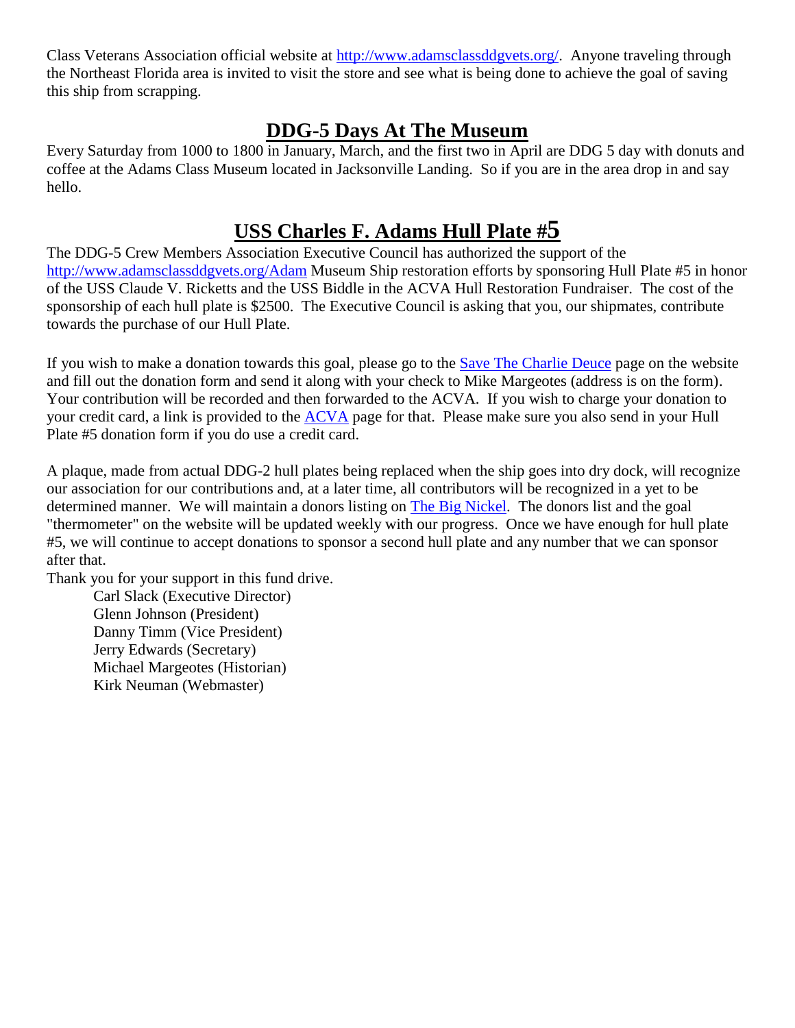Class Veterans Association official website at http://www.adamsclassddgvets.org/. Anyone traveling through the Northeast Florida area is invited to visit the store and see what is being done to achieve the goal of saving this ship from scrapping.

## DDG-5 Days At The Museum

Every Saturday from 1000 to 1800 in January, March, and the first two in April are DDG 5 day with donuts and coffee at the Adams Class Museum located in Jacksonville Landing. So if you are in the area drop in and say hello.

## USS Charles F. Adams Hull Plate #5

The DDG-5 Crew Members Association Executive Council has authorized the support of the http://www.adamsclassddgvets.org/Adam Museum Ship restoration efforts by sponsoring Hull Plate #5 in honor of the USS Claude V. Ricketts and the USS Biddle in the ACVA Hull Restoration Fundraiser. The cost of the sponsorship of each hull plate is $2500. The Executive Council is asking that you, our shipmates, contribute towards the purchase of our Hull Plate.

If you wish to make a donation towards this goal, please go to the Save The Charlie Deuce page on the website and fill out the donation form and send it along with your check to Mike Margeotes (address is on the form). Your contribution will be recorded and then forwarded to the ACVA. If you wish to charge your donation to your credit card, a link is provided to the ACVA page for that. Please make sure you also send in your Hull Plate #5 donation form if you do use a credit card.

A plaque, made from actual DDG-2 hull plates being replaced when the ship goes into dry dock, will recognize our association for our contributions and, at a later time, all contributors will be recognized in a yet to be determined manner. We will maintain a donors listing on The Big Nickel. The donors list and the goal "thermometer" on the website will be updated weekly with our progress. Once we have enough for hull plate #5, we will continue to accept donations to sponsor a second hull plate and any number that we can sponsor after that.

Thank you for your support in this fund drive.

Carl Slack (Executive Director)
Glenn Johnson (President)
Danny Timm (Vice President)
Jerry Edwards (Secretary)
Michael Margeotes (Historian)
Kirk Neuman (Webmaster)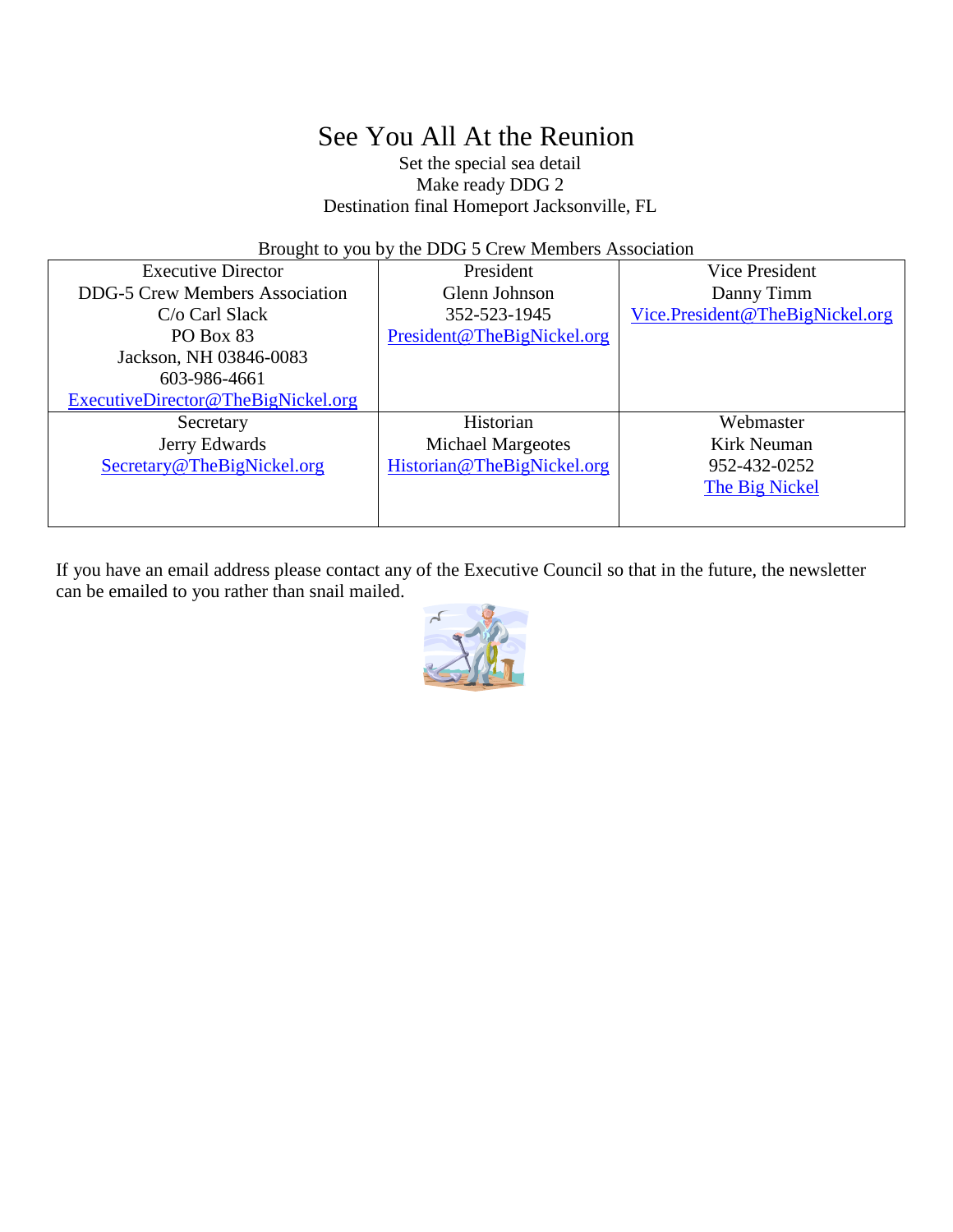# See You All At the Reunion

Set the special sea detail
Make ready DDG 2
Destination final Homeport Jacksonville, FL

Brought to you by the DDG 5 Crew Members Association

| Executive Director | President | Vice President |
|---|---|---|
| DDG-5 Crew Members Association<br>C/o Carl Slack<br>PO Box 83<br>Jackson, NH 03846-0083<br>603-986-4661<br>ExecutiveDirector@TheBigNickel.org | Glenn Johnson<br>352-523-1945<br>President@TheBigNickel.org | Danny Timm<br>Vice.President@TheBigNickel.org |
| **Secretary** | **Historian** | **Webmaster** |
| Jerry Edwards<br>Secretary@TheBigNickel.org | Michael Margeotes<br>Historian@TheBigNickel.org | Kirk Neuman<br>952-432-0252<br>The Big Nickel |

If you have an email address please contact any of the Executive Council so that in the future, the newsletter can be emailed to you rather than snail mailed.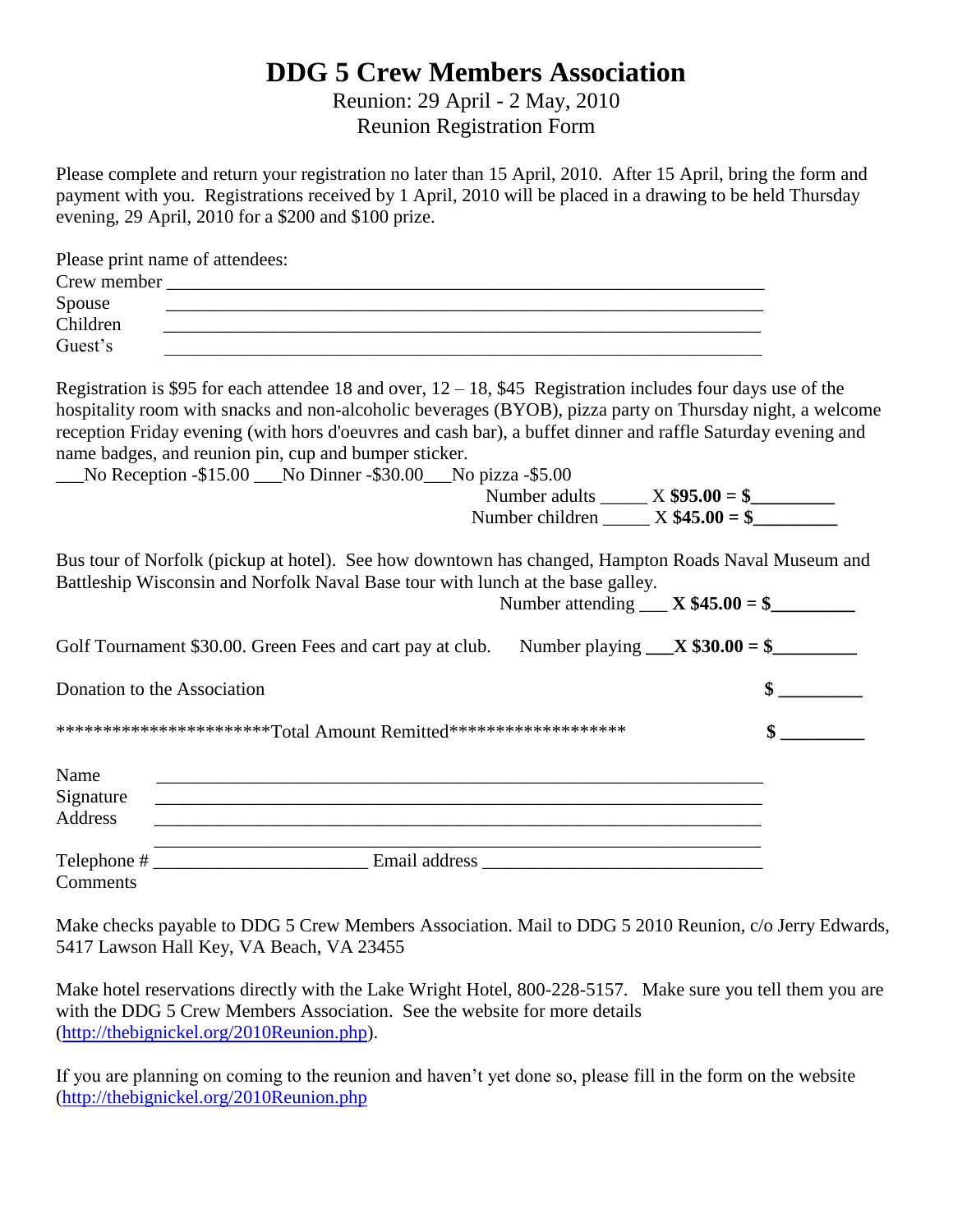# DDG 5 Crew Members Association

Reunion: 29 April - 2 May, 2010

Reunion Registration Form

Please complete and return your registration no later than 15 April, 2010. After 15 April, bring the form and payment with you. Registrations received by 1 April, 2010 will be placed in a drawing to be held Thursday evening, 29 April, 2010 for a $200 and $100 prize.

Please print name of attendees:

Crew member ______________________________________________________________

Spouse ______________________________________________________________

Children ______________________________________________________________

Guest's ______________________________________________________________

Registration is $95 for each attendee 18 and over, 12 – 18, $45 Registration includes four days use of the hospitality room with snacks and non-alcoholic beverages (BYOB), pizza party on Thursday night, a welcome reception Friday evening (with hors d'oeuvres and cash bar), a buffet dinner and raffle Saturday evening and name badges, and reunion pin, cup and bumper sticker.

___No Reception -$15.00 ___No Dinner -$30.00___No pizza -$5.00

Number adults _____ X **$95.00 = $_________**

Number children _____ X **$45.00 = $_________**

Bus tour of Norfolk (pickup at hotel). See how downtown has changed, Hampton Roads Naval Museum and Battleship Wisconsin and Norfolk Naval Base tour with lunch at the base galley.

Number attending ___ **X $45.00 = $_________**

Golf Tournament $30.00. Green Fees and cart pay at club. Number playing **___X $30.00 = $_________**

Donation to the Association **$ _________**

**********************Total Amount Remitted******************* **$ _________**

Name ______________________________________________________________

Signature ______________________________________________________________

Address ______________________________________________________________

______________________________________________________________

Telephone # ______________________ Email address ______________________________

Comments

Make checks payable to DDG 5 Crew Members Association. Mail to DDG 5 2010 Reunion, c/o Jerry Edwards, 5417 Lawson Hall Key, VA Beach, VA 23455

Make hotel reservations directly with the Lake Wright Hotel, 800-228-5157. Make sure you tell them you are with the DDG 5 Crew Members Association. See the website for more details (http://thebignickel.org/2010Reunion.php).

If you are planning on coming to the reunion and haven't yet done so, please fill in the form on the website (http://thebignickel.org/2010Reunion.php